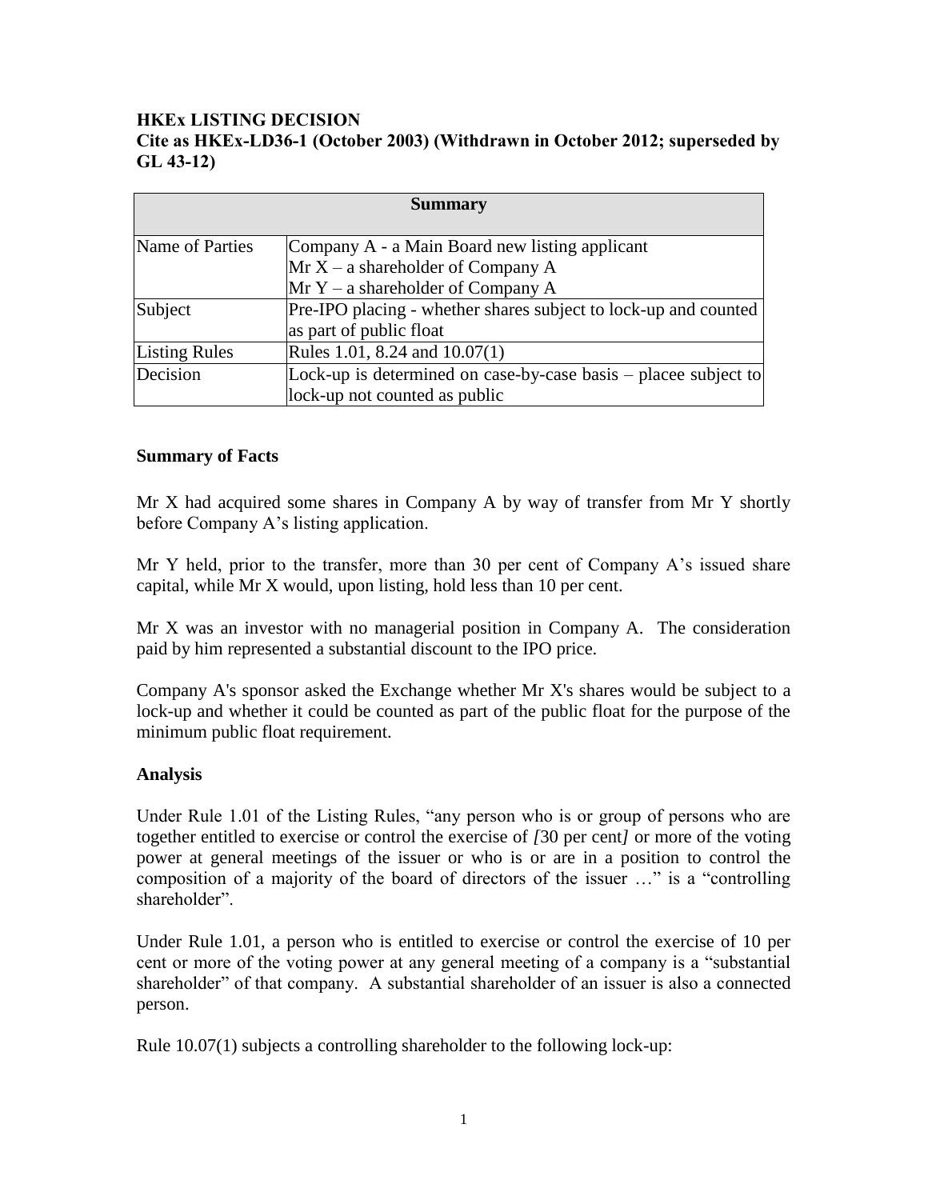**HKEx LISTING DECISION**
**Cite as HKEx-LD36-1 (October 2003) (Withdrawn in October 2012; superseded by GL 43-12)**

| **Summary** | |
|---|---|
| Name of Parties | Company A - a Main Board new listing applicant<br>Mr X – a shareholder of Company A<br>Mr Y – a shareholder of Company A |
| Subject | Pre-IPO placing - whether shares subject to lock-up and counted as part of public float |
| Listing Rules | Rules 1.01, 8.24 and 10.07(1) |
| Decision | Lock-up is determined on case-by-case basis – placee subject to lock-up not counted as public |

**Summary of Facts**

Mr X had acquired some shares in Company A by way of transfer from Mr Y shortly before Company A's listing application.

Mr Y held, prior to the transfer, more than 30 per cent of Company A's issued share capital, while Mr X would, upon listing, hold less than 10 per cent.

Mr X was an investor with no managerial position in Company A. The consideration paid by him represented a substantial discount to the IPO price.

Company A's sponsor asked the Exchange whether Mr X's shares would be subject to a lock-up and whether it could be counted as part of the public float for the purpose of the minimum public float requirement.

**Analysis**

Under Rule 1.01 of the Listing Rules, "any person who is or group of persons who are together entitled to exercise or control the exercise of *[*30 per cent*]* or more of the voting power at general meetings of the issuer or who is or are in a position to control the composition of a majority of the board of directors of the issuer …" is a "controlling shareholder".

Under Rule 1.01, a person who is entitled to exercise or control the exercise of 10 per cent or more of the voting power at any general meeting of a company is a "substantial shareholder" of that company. A substantial shareholder of an issuer is also a connected person.

Rule 10.07(1) subjects a controlling shareholder to the following lock-up: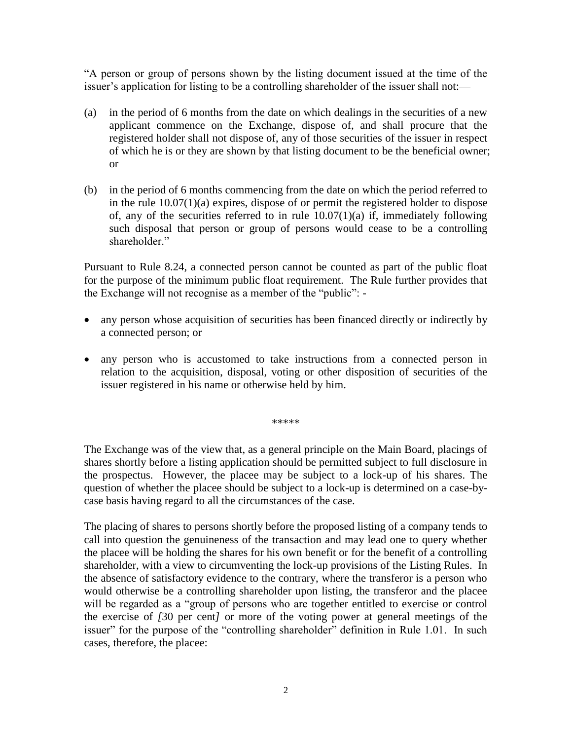"A person or group of persons shown by the listing document issued at the time of the issuer's application for listing to be a controlling shareholder of the issuer shall not:—

(a) in the period of 6 months from the date on which dealings in the securities of a new applicant commence on the Exchange, dispose of, and shall procure that the registered holder shall not dispose of, any of those securities of the issuer in respect of which he is or they are shown by that listing document to be the beneficial owner; or

(b) in the period of 6 months commencing from the date on which the period referred to in the rule 10.07(1)(a) expires, dispose of or permit the registered holder to dispose of, any of the securities referred to in rule 10.07(1)(a) if, immediately following such disposal that person or group of persons would cease to be a controlling shareholder."

Pursuant to Rule 8.24, a connected person cannot be counted as part of the public float for the purpose of the minimum public float requirement. The Rule further provides that the Exchange will not recognise as a member of the "public": -

- any person whose acquisition of securities has been financed directly or indirectly by a connected person; or
- any person who is accustomed to take instructions from a connected person in relation to the acquisition, disposal, voting or other disposition of securities of the issuer registered in his name or otherwise held by him.

*****

The Exchange was of the view that, as a general principle on the Main Board, placings of shares shortly before a listing application should be permitted subject to full disclosure in the prospectus. However, the placee may be subject to a lock-up of his shares. The question of whether the placee should be subject to a lock-up is determined on a case-by-case basis having regard to all the circumstances of the case.

The placing of shares to persons shortly before the proposed listing of a company tends to call into question the genuineness of the transaction and may lead one to query whether the placee will be holding the shares for his own benefit or for the benefit of a controlling shareholder, with a view to circumventing the lock-up provisions of the Listing Rules. In the absence of satisfactory evidence to the contrary, where the transferor is a person who would otherwise be a controlling shareholder upon listing, the transferor and the placee will be regarded as a "group of persons who are together entitled to exercise or control the exercise of *[*30 per cent*]* or more of the voting power at general meetings of the issuer" for the purpose of the "controlling shareholder" definition in Rule 1.01. In such cases, therefore, the placee: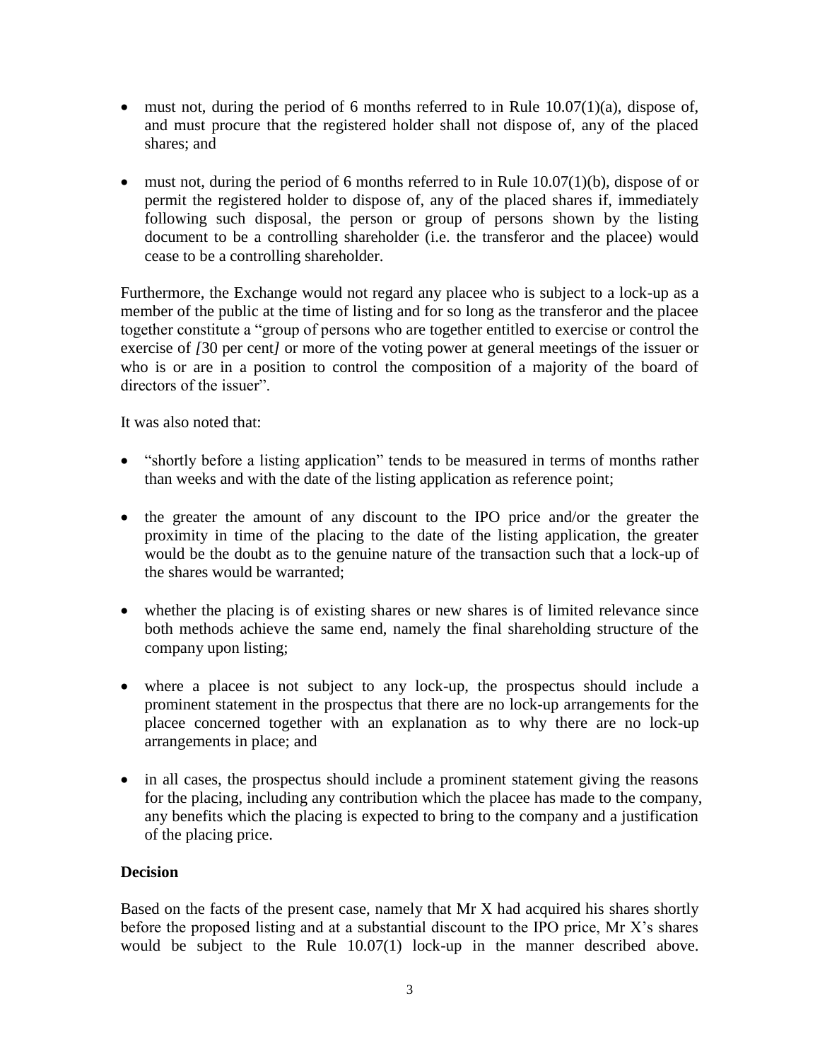- must not, during the period of 6 months referred to in Rule 10.07(1)(a), dispose of, and must procure that the registered holder shall not dispose of, any of the placed shares; and

- must not, during the period of 6 months referred to in Rule 10.07(1)(b), dispose of or permit the registered holder to dispose of, any of the placed shares if, immediately following such disposal, the person or group of persons shown by the listing document to be a controlling shareholder (i.e. the transferor and the placee) would cease to be a controlling shareholder.

Furthermore, the Exchange would not regard any placee who is subject to a lock-up as a member of the public at the time of listing and for so long as the transferor and the placee together constitute a "group of persons who are together entitled to exercise or control the exercise of *[*30 per cent*]* or more of the voting power at general meetings of the issuer or who is or are in a position to control the composition of a majority of the board of directors of the issuer".

It was also noted that:

- "shortly before a listing application" tends to be measured in terms of months rather than weeks and with the date of the listing application as reference point;

- the greater the amount of any discount to the IPO price and/or the greater the proximity in time of the placing to the date of the listing application, the greater would be the doubt as to the genuine nature of the transaction such that a lock-up of the shares would be warranted;

- whether the placing is of existing shares or new shares is of limited relevance since both methods achieve the same end, namely the final shareholding structure of the company upon listing;

- where a placee is not subject to any lock-up, the prospectus should include a prominent statement in the prospectus that there are no lock-up arrangements for the placee concerned together with an explanation as to why there are no lock-up arrangements in place; and

- in all cases, the prospectus should include a prominent statement giving the reasons for the placing, including any contribution which the placee has made to the company, any benefits which the placing is expected to bring to the company and a justification of the placing price.

**Decision**

Based on the facts of the present case, namely that Mr X had acquired his shares shortly before the proposed listing and at a substantial discount to the IPO price, Mr X's shares would be subject to the Rule 10.07(1) lock-up in the manner described above.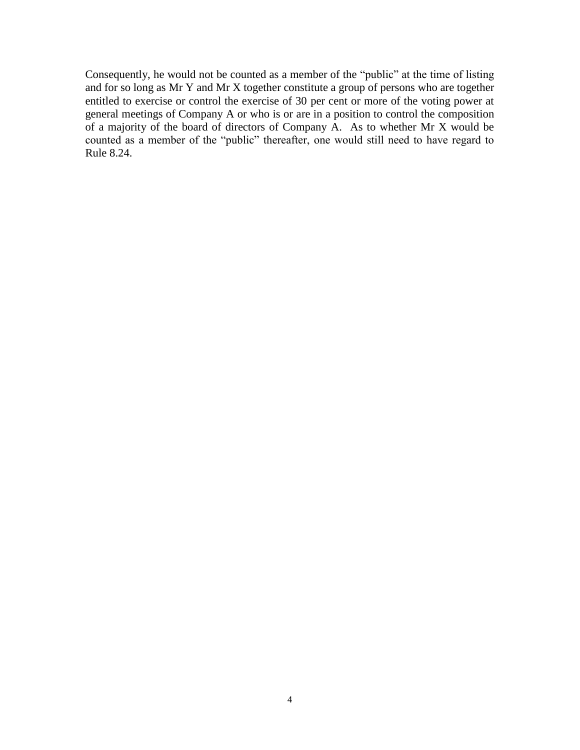Consequently, he would not be counted as a member of the "public" at the time of listing and for so long as Mr Y and Mr X together constitute a group of persons who are together entitled to exercise or control the exercise of 30 per cent or more of the voting power at general meetings of Company A or who is or are in a position to control the composition of a majority of the board of directors of Company A. As to whether Mr X would be counted as a member of the "public" thereafter, one would still need to have regard to Rule 8.24.